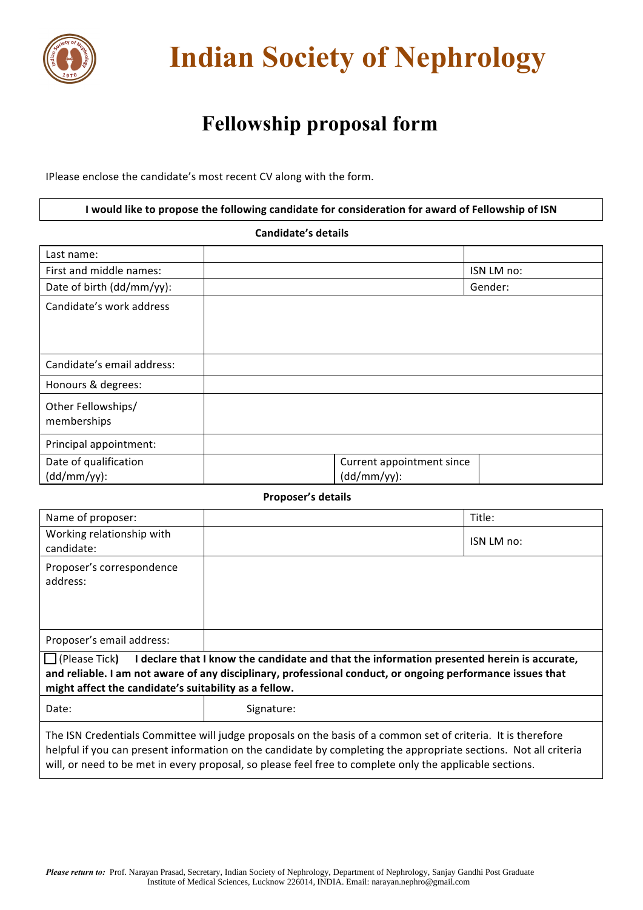# Indian Society of Nephrology

## Fellowship proposal form

IPlease enclose the candidate's most recent CV along with the form.

**I would like to propose the following candidate for consideration for award of Fellowship of ISN**

**Candidate's details**

| | | | |
|---|---|---|---|
| Last name: | | | |
| First and middle names: | | | ISN LM no: |
| Date of birth (dd/mm/yy): | | | Gender: |
| Candidate's work address | | | |
| Candidate's email address: | | | |
| Honours & degrees: | | | |
| Other Fellowships/ memberships | | | |
| Principal appointment: | | | |
| Date of qualification (dd/mm/yy): | | Current appointment since (dd/mm/yy): | |

**Proposer's details**

| | | |
|---|---|---|
| Name of proposer: | | Title: |
| Working relationship with candidate: | | ISN LM no: |
| Proposer's correspondence address: | | |
| Proposer's email address: | | |

☐ (Please Tick**)** **I declare that I know the candidate and that the information presented herein is accurate, and reliable. I am not aware of any disciplinary, professional conduct, or ongoing performance issues that might affect the candidate's suitability as a fellow.**

| | |
|---|---|
| Date: | Signature: |

The ISN Credentials Committee will judge proposals on the basis of a common set of criteria. It is therefore helpful if you can present information on the candidate by completing the appropriate sections. Not all criteria will, or need to be met in every proposal, so please feel free to complete only the applicable sections.

***Please return to:*** Prof. Narayan Prasad, Secretary, Indian Society of Nephrology, Department of Nephrology, Sanjay Gandhi Post Graduate Institute of Medical Sciences, Lucknow 226014, INDIA. Email: narayan.nephro@gmail.com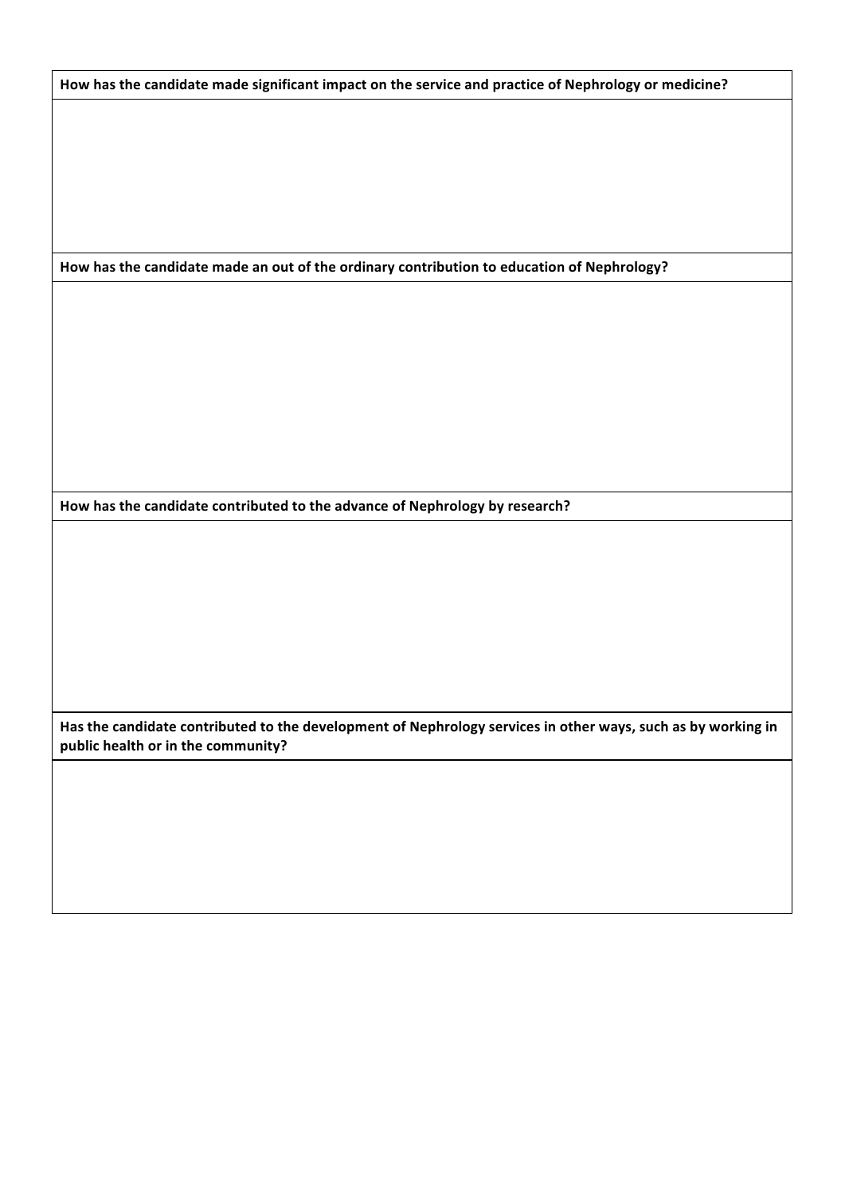**How has the candidate made significant impact on the service and practice of Nephrology or medicine?**

**How has the candidate made an out of the ordinary contribution to education of Nephrology?**

**How has the candidate contributed to the advance of Nephrology by research?**

**Has the candidate contributed to the development of Nephrology services in other ways, such as by working in public health or in the community?**